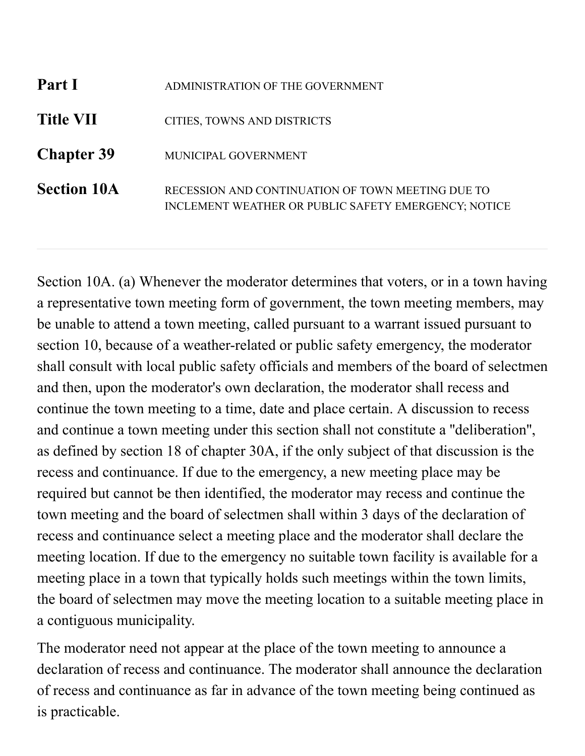**Part I** ADMINISTRATION OF THE GOVERNMENT

**Title VII** CITIES, TOWNS AND DISTRICTS

**Chapter 39** MUNICIPAL GOVERNMENT

**Section 10A** RECESSION AND CONTINUATION OF TOWN MEETING DUE TO INCLEMENT WEATHER OR PUBLIC SAFETY EMERGENCY; NOTICE

---

Section 10A. (a) Whenever the moderator determines that voters, or in a town having a representative town meeting form of government, the town meeting members, may be unable to attend a town meeting, called pursuant to a warrant issued pursuant to section 10, because of a weather-related or public safety emergency, the moderator shall consult with local public safety officials and members of the board of selectmen and then, upon the moderator's own declaration, the moderator shall recess and continue the town meeting to a time, date and place certain. A discussion to recess and continue a town meeting under this section shall not constitute a "deliberation", as defined by section 18 of chapter 30A, if the only subject of that discussion is the recess and continuance. If due to the emergency, a new meeting place may be required but cannot be then identified, the moderator may recess and continue the town meeting and the board of selectmen shall within 3 days of the declaration of recess and continuance select a meeting place and the moderator shall declare the meeting location. If due to the emergency no suitable town facility is available for a meeting place in a town that typically holds such meetings within the town limits, the board of selectmen may move the meeting location to a suitable meeting place in a contiguous municipality.

The moderator need not appear at the place of the town meeting to announce a declaration of recess and continuance. The moderator shall announce the declaration of recess and continuance as far in advance of the town meeting being continued as is practicable.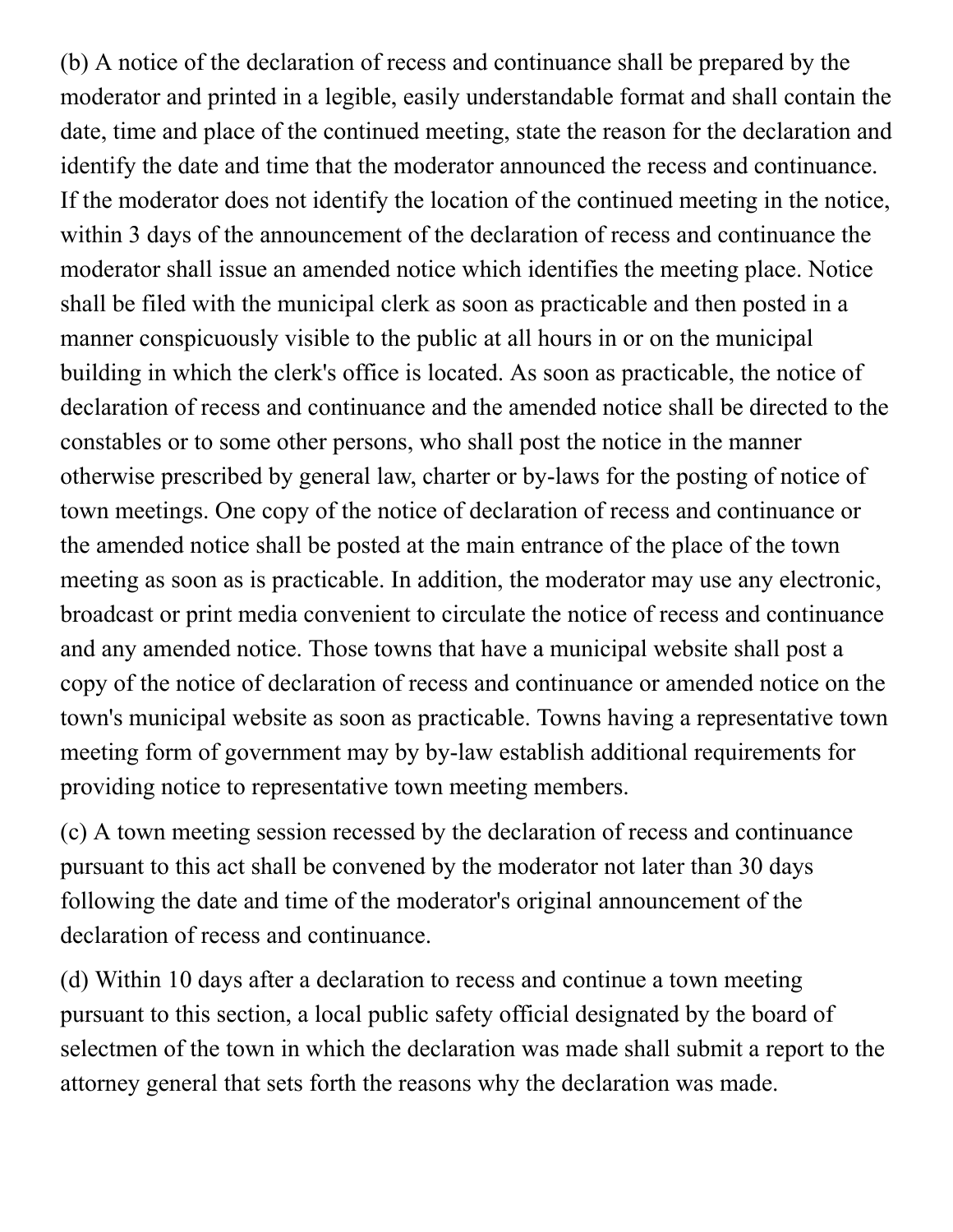(b) A notice of the declaration of recess and continuance shall be prepared by the moderator and printed in a legible, easily understandable format and shall contain the date, time and place of the continued meeting, state the reason for the declaration and identify the date and time that the moderator announced the recess and continuance. If the moderator does not identify the location of the continued meeting in the notice, within 3 days of the announcement of the declaration of recess and continuance the moderator shall issue an amended notice which identifies the meeting place. Notice shall be filed with the municipal clerk as soon as practicable and then posted in a manner conspicuously visible to the public at all hours in or on the municipal building in which the clerk's office is located. As soon as practicable, the notice of declaration of recess and continuance and the amended notice shall be directed to the constables or to some other persons, who shall post the notice in the manner otherwise prescribed by general law, charter or by-laws for the posting of notice of town meetings. One copy of the notice of declaration of recess and continuance or the amended notice shall be posted at the main entrance of the place of the town meeting as soon as is practicable. In addition, the moderator may use any electronic, broadcast or print media convenient to circulate the notice of recess and continuance and any amended notice. Those towns that have a municipal website shall post a copy of the notice of declaration of recess and continuance or amended notice on the town's municipal website as soon as practicable. Towns having a representative town meeting form of government may by by-law establish additional requirements for providing notice to representative town meeting members.

(c) A town meeting session recessed by the declaration of recess and continuance pursuant to this act shall be convened by the moderator not later than 30 days following the date and time of the moderator's original announcement of the declaration of recess and continuance.

(d) Within 10 days after a declaration to recess and continue a town meeting pursuant to this section, a local public safety official designated by the board of selectmen of the town in which the declaration was made shall submit a report to the attorney general that sets forth the reasons why the declaration was made.